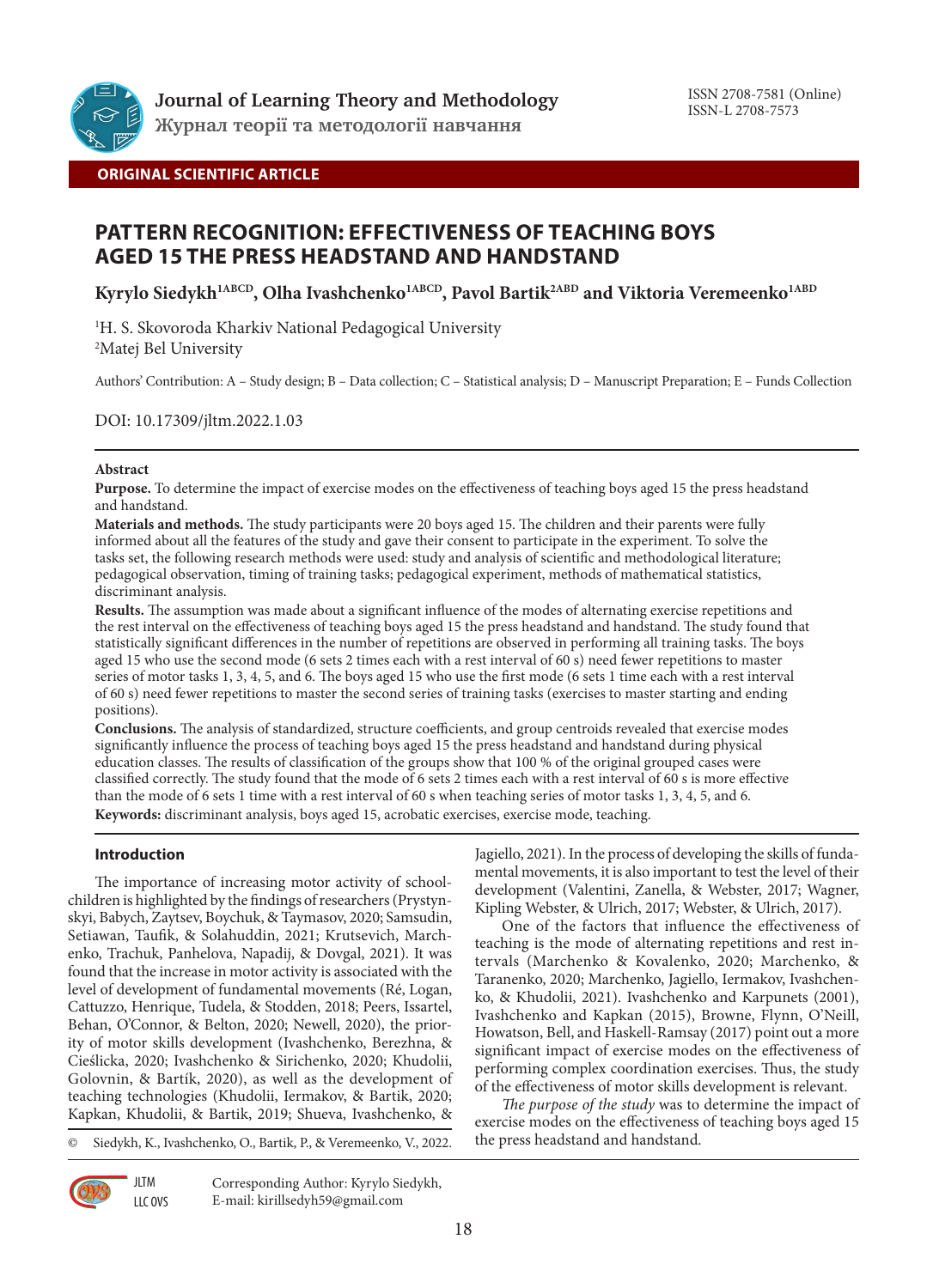Journal of Learning Theory and Methodology
Журнал теорії та методології навчання

ISSN 2708-7581 (Online)
ISSN-L 2708-7573

**ORIGINAL SCIENTIFIC ARTICLE**

# PATTERN RECOGNITION: EFFECTIVENESS OF TEACHING BOYS AGED 15 THE PRESS HEADSTAND AND HANDSTAND

**Kyrylo Siedykh[1ABCD], Olha Ivashchenko[1ABCD], Pavol Bartik[2ABD] and Viktoria Veremeenko[1ABD]**

[1]H. S. Skovoroda Kharkiv National Pedagogical University
[2]Matej Bel University

Authors' Contribution: A – Study design; B – Data collection; C – Statistical analysis; D – Manuscript Preparation; E – Funds Collection

DOI: 10.17309/jltm.2022.1.03

**Abstract**

**Purpose.** To determine the impact of exercise modes on the effectiveness of teaching boys aged 15 the press headstand and handstand.

**Materials and methods.** The study participants were 20 boys aged 15. The children and their parents were fully informed about all the features of the study and gave their consent to participate in the experiment. To solve the tasks set, the following research methods were used: study and analysis of scientific and methodological literature; pedagogical observation, timing of training tasks; pedagogical experiment, methods of mathematical statistics, discriminant analysis.

**Results.** The assumption was made about a significant influence of the modes of alternating exercise repetitions and the rest interval on the effectiveness of teaching boys aged 15 the press headstand and handstand. The study found that statistically significant differences in the number of repetitions are observed in performing all training tasks. The boys aged 15 who use the second mode (6 sets 2 times each with a rest interval of 60 s) need fewer repetitions to master series of motor tasks 1, 3, 4, 5, and 6. The boys aged 15 who use the first mode (6 sets 1 time each with a rest interval of 60 s) need fewer repetitions to master the second series of training tasks (exercises to master starting and ending positions).

**Conclusions.** The analysis of standardized, structure coefficients, and group centroids revealed that exercise modes significantly influence the process of teaching boys aged 15 the press headstand and handstand during physical education classes. The results of classification of the groups show that 100 % of the original grouped cases were classified correctly. The study found that the mode of 6 sets 2 times each with a rest interval of 60 s is more effective than the mode of 6 sets 1 time with a rest interval of 60 s when teaching series of motor tasks 1, 3, 4, 5, and 6.

**Keywords:** discriminant analysis, boys aged 15, acrobatic exercises, exercise mode, teaching.

## Introduction

The importance of increasing motor activity of schoolchildren is highlighted by the findings of researchers (Prystynskyi, Babych, Zaytsev, Boychuk, & Taymasov, 2020; Samsudin, Setiawan, Taufik, & Solahuddin, 2021; Krutsevich, Marchenko, Trachuk, Panhelova, Napadij, & Dovgal, 2021). It was found that the increase in motor activity is associated with the level of development of fundamental movements (Ré, Logan, Cattuzzo, Henrique, Tudela, & Stodden, 2018; Peers, Issartel, Behan, O'Connor, & Belton, 2020; Newell, 2020), the priority of motor skills development (Ivashchenko, Berezhna, & Cieślicka, 2020; Ivashchenko & Sirichenko, 2020; Khudolii, Golovnin, & Bartík, 2020), as well as the development of teaching technologies (Khudolii, Iermakov, & Bartik, 2020; Kapkan, Khudolii, & Bartik, 2019; Shueva, Ivashchenko, & Jagiello, 2021). In the process of developing the skills of fundamental movements, it is also important to test the level of their development (Valentini, Zanella, & Webster, 2017; Wagner, Kipling Webster, & Ulrich, 2017; Webster, & Ulrich, 2017).

One of the factors that influence the effectiveness of teaching is the mode of alternating repetitions and rest intervals (Marchenko & Kovalenko, 2020; Marchenko, & Taranenko, 2020; Marchenko, Jagiello, Iermakov, Ivashchenko, & Khudolii, 2021). Ivashchenko and Karpunets (2001), Ivashchenko and Kapkan (2015), Browne, Flynn, O'Neill, Howatson, Bell, and Haskell-Ramsay (2017) point out a more significant impact of exercise modes on the effectiveness of performing complex coordination exercises. Thus, the study of the effectiveness of motor skills development is relevant.

*The purpose of the study* was to determine the impact of exercise modes on the effectiveness of teaching boys aged 15 the press headstand and handstand.

© Siedykh, K., Ivashchenko, O., Bartik, P., & Veremeenko, V., 2022.

Corresponding Author: Kyrylo Siedykh, E-mail: kirillsedyh59@gmail.com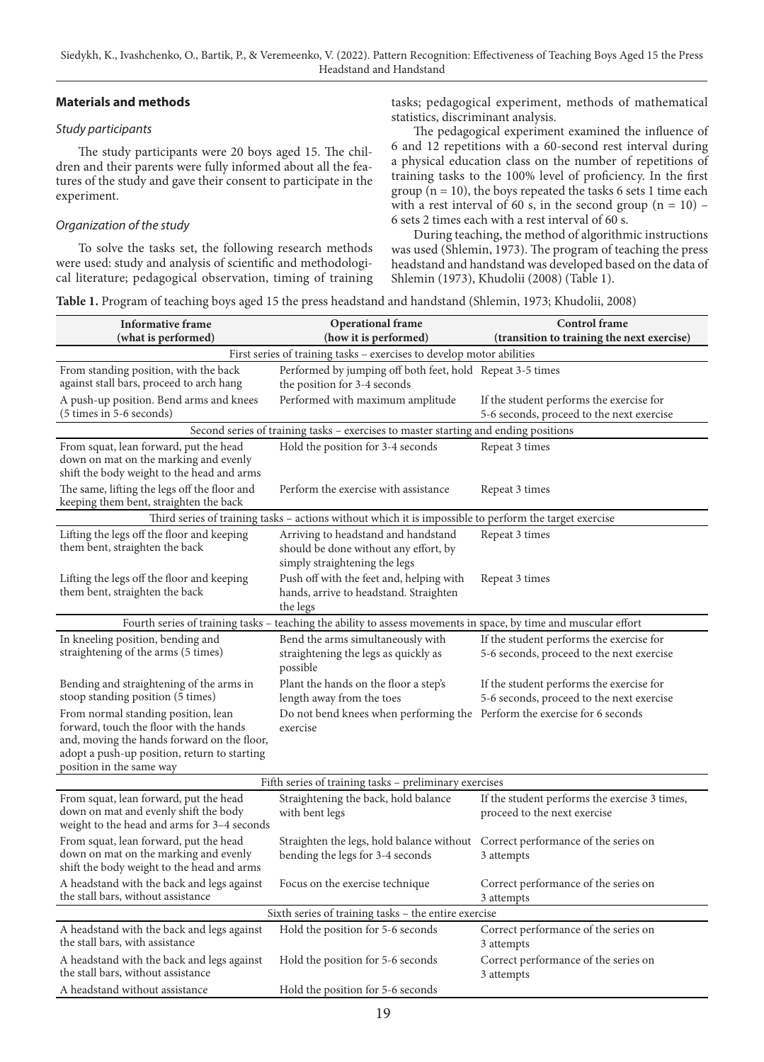## Materials and methods

### *Study participants*

The study participants were 20 boys aged 15. The children and their parents were fully informed about all the features of the study and gave their consent to participate in the experiment.

### *Organization of the study*

To solve the tasks set, the following research methods were used: study and analysis of scientific and methodological literature; pedagogical observation, timing of training tasks; pedagogical experiment, methods of mathematical statistics, discriminant analysis.

The pedagogical experiment examined the influence of 6 and 12 repetitions with a 60-second rest interval during a physical education class on the number of repetitions of training tasks to the 100% level of proficiency. In the first group (n = 10), the boys repeated the tasks 6 sets 1 time each with a rest interval of 60 s, in the second group (n = 10) – 6 sets 2 times each with a rest interval of 60 s.

During teaching, the method of algorithmic instructions was used (Shlemin, 1973). The program of teaching the press headstand and handstand was developed based on the data of Shlemin (1973), Khudolii (2008) (Table 1).

**Table 1.** Program of teaching boys aged 15 the press headstand and handstand (Shlemin, 1973; Khudolii, 2008)

| Informative frame (what is performed) | Operational frame (how it is performed) | Control frame (transition to training the next exercise) |
|---|---|---|
| First series of training tasks – exercises to develop motor abilities | | |
| From standing position, with the back against stall bars, proceed to arch hang | Performed by jumping off both feet, hold the position for 3-4 seconds | Repeat 3-5 times |
| A push-up position. Bend arms and knees (5 times in 5-6 seconds) | Performed with maximum amplitude | If the student performs the exercise for 5-6 seconds, proceed to the next exercise |
| Second series of training tasks – exercises to master starting and ending positions | | |
| From squat, lean forward, put the head down on mat on the marking and evenly shift the body weight to the head and arms | Hold the position for 3-4 seconds | Repeat 3 times |
| The same, lifting the legs off the floor and keeping them bent, straighten the back | Perform the exercise with assistance | Repeat 3 times |
| Third series of training tasks – actions without which it is impossible to perform the target exercise | | |
| Lifting the legs off the floor and keeping them bent, straighten the back | Arriving to headstand and handstand should be done without any effort, by simply straightening the legs | Repeat 3 times |
| Lifting the legs off the floor and keeping them bent, straighten the back | Push off with the feet and, helping with hands, arrive to headstand. Straighten the legs | Repeat 3 times |
| Fourth series of training tasks – teaching the ability to assess movements in space, by time and muscular effort | | |
| In kneeling position, bending and straightening of the arms (5 times) | Bend the arms simultaneously with straightening the legs as quickly as possible | If the student performs the exercise for 5-6 seconds, proceed to the next exercise |
| Bending and straightening of the arms in stoop standing position (5 times) | Plant the hands on the floor a step's length away from the toes | If the student performs the exercise for 5-6 seconds, proceed to the next exercise |
| From normal standing position, lean forward, touch the floor with the hands and, moving the hands forward on the floor, adopt a push-up position, return to starting position in the same way | Do not bend knees when performing the exercise | Perform the exercise for 6 seconds |
| Fifth series of training tasks – preliminary exercises | | |
| From squat, lean forward, put the head down on mat and evenly shift the body weight to the head and arms for 3–4 seconds | Straightening the back, hold balance with bent legs | If the student performs the exercise 3 times, proceed to the next exercise |
| From squat, lean forward, put the head down on mat on the marking and evenly shift the body weight to the head and arms | Straighten the legs, hold balance without bending the legs for 3-4 seconds | Correct performance of the series on 3 attempts |
| A headstand with the back and legs against the stall bars, without assistance | Focus on the exercise technique | Correct performance of the series on 3 attempts |
| Sixth series of training tasks – the entire exercise | | |
| A headstand with the back and legs against the stall bars, with assistance | Hold the position for 5-6 seconds | Correct performance of the series on 3 attempts |
| A headstand with the back and legs against the stall bars, without assistance | Hold the position for 5-6 seconds | Correct performance of the series on 3 attempts |
| A headstand without assistance | Hold the position for 5-6 seconds | |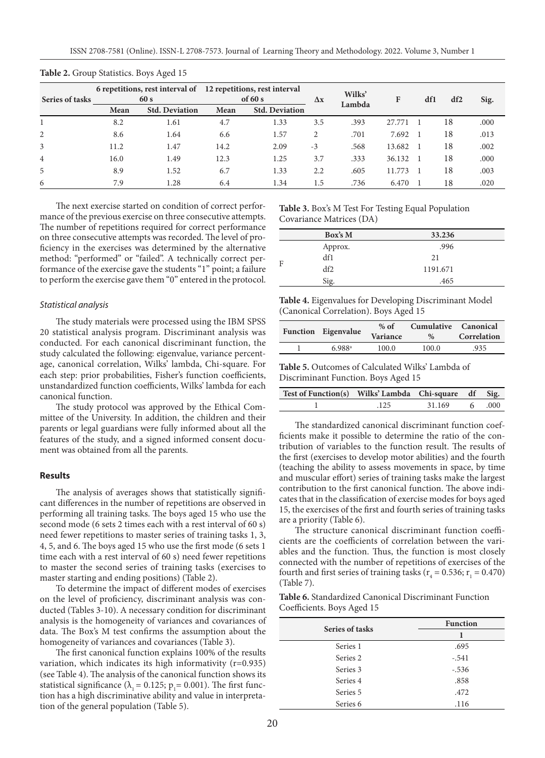**Table 2.** Group Statistics. Boys Aged 15

| Series of tasks | 6 repetitions, rest interval of 60 s | | 12 repetitions, rest interval of 60 s | | Δx | Wilks' Lambda | F | df1 | df2 | Sig. |
|---|---|---|---|---|---|---|---|---|---|---|
| | Mean | Std. Deviation | Mean | Std. Deviation | | | | | | |
| 1 | 8.2 | 1.61 | 4.7 | 1.33 | 3.5 | .393 | 27.771 | 1 | 18 | .000 |
| 2 | 8.6 | 1.64 | 6.6 | 1.57 | 2 | .701 | 7.692 | 1 | 18 | .013 |
| 3 | 11.2 | 1.47 | 14.2 | 2.09 | -3 | .568 | 13.682 | 1 | 18 | .002 |
| 4 | 16.0 | 1.49 | 12.3 | 1.25 | 3.7 | .333 | 36.132 | 1 | 18 | .000 |
| 5 | 8.9 | 1.52 | 6.7 | 1.33 | 2.2 | .605 | 11.773 | 1 | 18 | .003 |
| 6 | 7.9 | 1.28 | 6.4 | 1.34 | 1.5 | .736 | 6.470 | 1 | 18 | .020 |

The next exercise started on condition of correct performance of the previous exercise on three consecutive attempts. The number of repetitions required for correct performance on three consecutive attempts was recorded. The level of proficiency in the exercises was determined by the alternative method: "performed" or "failed". A technically correct performance of the exercise gave the students "1" point; a failure to perform the exercise gave them "0" entered in the protocol.

### *Statistical analysis*

The study materials were processed using the IBM SPSS 20 statistical analysis program. Discriminant analysis was conducted. For each canonical discriminant function, the study calculated the following: eigenvalue, variance percentage, canonical correlation, Wilks' lambda, Chi-square. For each step: prior probabilities, Fisher's function coefficients, unstandardized function coefficients, Wilks' lambda for each canonical function.

The study protocol was approved by the Ethical Committee of the University. In addition, the children and their parents or legal guardians were fully informed about all the features of the study, and a signed informed consent document was obtained from all the parents.

## Results

The analysis of averages shows that statistically significant differences in the number of repetitions are observed in performing all training tasks. The boys aged 15 who use the second mode (6 sets 2 times each with a rest interval of 60 s) need fewer repetitions to master series of training tasks 1, 3, 4, 5, and 6. The boys aged 15 who use the first mode (6 sets 1 time each with a rest interval of 60 s) need fewer repetitions to master the second series of training tasks (exercises to master starting and ending positions) (Table 2).

To determine the impact of different modes of exercises on the level of proficiency, discriminant analysis was conducted (Tables 3-10). A necessary condition for discriminant analysis is the homogeneity of variances and covariances of data. The Box's M test confirms the assumption about the homogeneity of variances and covariances (Table 3).

The first canonical function explains 100% of the results variation, which indicates its high informativity (r=0.935) (see Table 4). The analysis of the canonical function shows its statistical significance ($\lambda_1 = 0.125$; $p_1 = 0.001$). The first function has a high discriminative ability and value in interpretation of the general population (Table 5).

**Table 3.** Box's M Test For Testing Equal Population Covariance Matrices (DA)

| | Box's M | 33.236 |
|---|---|---|
| F | Approx. | .996 |
| | df1 | 21 |
| | df2 | 1191.671 |
| | Sig. | .465 |

**Table 4.** Eigenvalues for Developing Discriminant Model (Canonical Correlation). Boys Aged 15

| Function | Eigenvalue | % of Variance | Cumulative % | Canonical Correlation |
|---|---|---|---|---|
| 1 | 6.988[a] | 100.0 | 100.0 | .935 |

**Table 5.** Outcomes of Calculated Wilks' Lambda of Discriminant Function. Boys Aged 15

| Test of Function(s) | Wilks' Lambda | Chi-square | df | Sig. |
|---|---|---|---|---|
| 1 | .125 | 31.169 | 6 | .000 |

The standardized canonical discriminant function coefficients make it possible to determine the ratio of the contribution of variables to the function result. The results of the first (exercises to develop motor abilities) and the fourth (teaching the ability to assess movements in space, by time and muscular effort) series of training tasks make the largest contribution to the first canonical function. The above indicates that in the classification of exercise modes for boys aged 15, the exercises of the first and fourth series of training tasks are a priority (Table 6).

The structure canonical discriminant function coefficients are the coefficients of correlation between the variables and the function. Thus, the function is most closely connected with the number of repetitions of exercises of the fourth and first series of training tasks ($r_4 = 0.536$; $r_1 = 0.470$) (Table 7).

**Table 6.** Standardized Canonical Discriminant Function Coefficients. Boys Aged 15

| Series of tasks | Function |
|---|---|
| | 1 |
| Series 1 | .695 |
| Series 2 | -.541 |
| Series 3 | -.536 |
| Series 4 | .858 |
| Series 5 | .472 |
| Series 6 | .116 |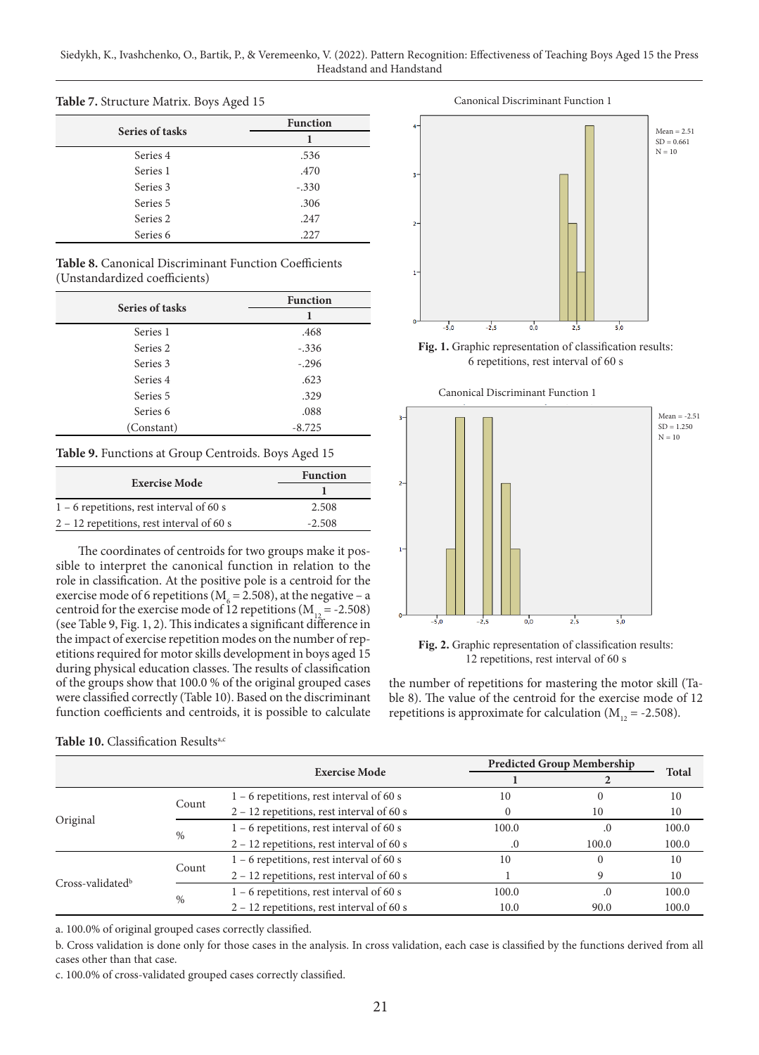**Table 7.** Structure Matrix. Boys Aged 15

| Series of tasks | Function |
|---|---|
| | 1 |
| Series 4 | .536 |
| Series 1 | .470 |
| Series 3 | -.330 |
| Series 5 | .306 |
| Series 2 | .247 |
| Series 6 | .227 |

**Table 8.** Canonical Discriminant Function Coefficients (Unstandardized coefficients)

| Series of tasks | Function |
|---|---|
| | 1 |
| Series 1 | .468 |
| Series 2 | -.336 |
| Series 3 | -.296 |
| Series 4 | .623 |
| Series 5 | .329 |
| Series 6 | .088 |
| (Constant) | -8.725 |

**Table 9.** Functions at Group Centroids. Boys Aged 15

| Exercise Mode | Function |
|---|---|
| | 1 |
| 1 – 6 repetitions, rest interval of 60 s | 2.508 |
| 2 – 12 repetitions, rest interval of 60 s | -2.508 |

The coordinates of centroids for two groups make it possible to interpret the canonical function in relation to the role in classification. At the positive pole is a centroid for the exercise mode of 6 repetitions ($M_6 = 2.508$), at the negative – a centroid for the exercise mode of 12 repetitions ($M_{12} = -2.508$) (see Table 9, Fig. 1, 2). This indicates a significant difference in the impact of exercise repetition modes on the number of repetitions required for motor skills development in boys aged 15 during physical education classes. The results of classification of the groups show that 100.0 % of the original grouped cases were classified correctly (Table 10). Based on the discriminant function coefficients and centroids, it is possible to calculate the number of repetitions for mastering the motor skill (Table 8). The value of the centroid for the exercise mode of 12 repetitions is approximate for calculation ($M_{12} = -2.508$).

**Fig. 1.** Graphic representation of classification results: 6 repetitions, rest interval of 60 s

**Fig. 2.** Graphic representation of classification results: 12 repetitions, rest interval of 60 s

**Table 10.** Classification Results[a,c]

| | | Exercise Mode | Predicted Group Membership | | Total |
|---|---|---|---|---|---|
| | | | 1 | 2 | |
| Original | Count | 1 – 6 repetitions, rest interval of 60 s | 10 | 0 | 10 |
| | | 2 – 12 repetitions, rest interval of 60 s | 0 | 10 | 10 |
| | % | 1 – 6 repetitions, rest interval of 60 s | 100.0 | .0 | 100.0 |
| | | 2 – 12 repetitions, rest interval of 60 s | .0 | 100.0 | 100.0 |
| Cross-validated[b] | Count | 1 – 6 repetitions, rest interval of 60 s | 10 | 0 | 10 |
| | | 2 – 12 repetitions, rest interval of 60 s | 1 | 9 | 10 |
| | % | 1 – 6 repetitions, rest interval of 60 s | 100.0 | .0 | 100.0 |
| | | 2 – 12 repetitions, rest interval of 60 s | 10.0 | 90.0 | 100.0 |

a. 100.0% of original grouped cases correctly classified.

b. Cross validation is done only for those cases in the analysis. In cross validation, each case is classified by the functions derived from all cases other than that case.

c. 100.0% of cross-validated grouped cases correctly classified.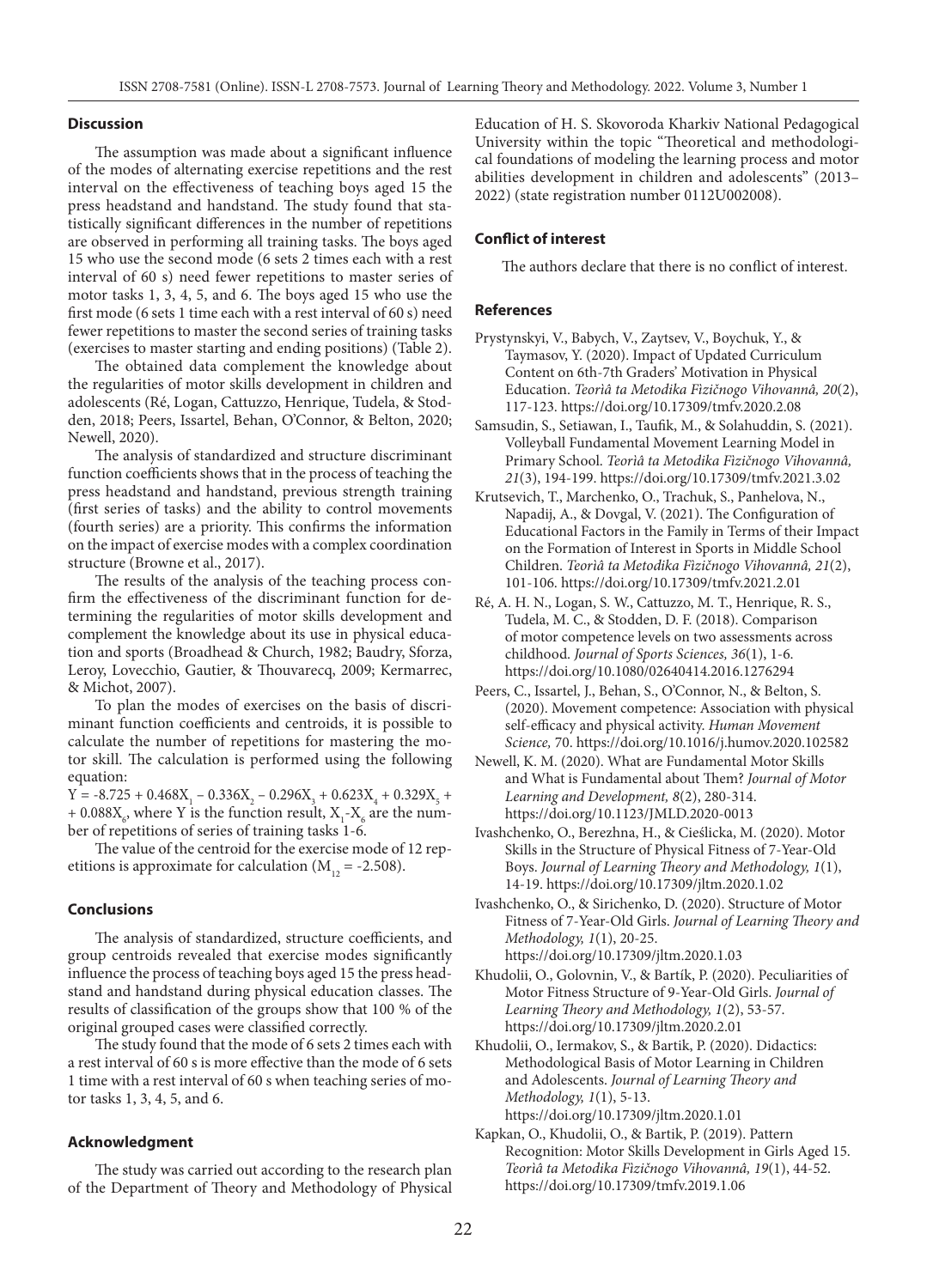## Discussion

The assumption was made about a significant influence of the modes of alternating exercise repetitions and the rest interval on the effectiveness of teaching boys aged 15 the press headstand and handstand. The study found that statistically significant differences in the number of repetitions are observed in performing all training tasks. The boys aged 15 who use the second mode (6 sets 2 times each with a rest interval of 60 s) need fewer repetitions to master series of motor tasks 1, 3, 4, 5, and 6. The boys aged 15 who use the first mode (6 sets 1 time each with a rest interval of 60 s) need fewer repetitions to master the second series of training tasks (exercises to master starting and ending positions) (Table 2).

The obtained data complement the knowledge about the regularities of motor skills development in children and adolescents (Ré, Logan, Cattuzzo, Henrique, Tudela, & Stodden, 2018; Peers, Issartel, Behan, O'Connor, & Belton, 2020; Newell, 2020).

The analysis of standardized and structure discriminant function coefficients shows that in the process of teaching the press headstand and handstand, previous strength training (first series of tasks) and the ability to control movements (fourth series) are a priority. This confirms the information on the impact of exercise modes with a complex coordination structure (Browne et al., 2017).

The results of the analysis of the teaching process confirm the effectiveness of the discriminant function for determining the regularities of motor skills development and complement the knowledge about its use in physical education and sports (Broadhead & Church, 1982; Baudry, Sforza, Leroy, Lovecchio, Gautier, & Thouvarecq, 2009; Kermarrec, & Michot, 2007).

To plan the modes of exercises on the basis of discriminant function coefficients and centroids, it is possible to calculate the number of repetitions for mastering the motor skill. The calculation is performed using the following equation:

$Y = -8.725 + 0.468X_1 - 0.336X_2 - 0.296X_3 + 0.623X_4 + 0.329X_5 + 0.088X_6$, where Y is the function result, $X_1$-$X_6$ are the number of repetitions of series of training tasks 1-6.

The value of the centroid for the exercise mode of 12 repetitions is approximate for calculation ($M_{12} = -2.508$).

## Conclusions

The analysis of standardized, structure coefficients, and group centroids revealed that exercise modes significantly influence the process of teaching boys aged 15 the press headstand and handstand during physical education classes. The results of classification of the groups show that 100 % of the original grouped cases were classified correctly.

The study found that the mode of 6 sets 2 times each with a rest interval of 60 s is more effective than the mode of 6 sets 1 time with a rest interval of 60 s when teaching series of motor tasks 1, 3, 4, 5, and 6.

## Acknowledgment

The study was carried out according to the research plan of the Department of Theory and Methodology of Physical Education of H. S. Skovoroda Kharkiv National Pedagogical University within the topic "Theoretical and methodological foundations of modeling the learning process and motor abilities development in children and adolescents" (2013–2022) (state registration number 0112U002008).

## Conflict of interest

The authors declare that there is no conflict of interest.

## References

Prystynskyi, V., Babych, V., Zaytsev, V., Boychuk, Y., & Taymasov, Y. (2020). Impact of Updated Curriculum Content on 6th-7th Graders' Motivation in Physical Education. *Teorìâ ta Metodika Fìzičnogo Vihovannâ, 20*(2), 117-123. https://doi.org/10.17309/tmfv.2020.2.08

Samsudin, S., Setiawan, I., Taufik, M., & Solahuddin, S. (2021). Volleyball Fundamental Movement Learning Model in Primary School. *Teorìâ ta Metodika Fìzičnogo Vihovannâ, 21*(3), 194-199. https://doi.org/10.17309/tmfv.2021.3.02

Krutsevich, T., Marchenko, O., Trachuk, S., Panhelova, N., Napadij, A., & Dovgal, V. (2021). The Configuration of Educational Factors in the Family in Terms of their Impact on the Formation of Interest in Sports in Middle School Children. *Teorìâ ta Metodika Fìzičnogo Vihovannâ, 21*(2), 101-106. https://doi.org/10.17309/tmfv.2021.2.01

Ré, A. H. N., Logan, S. W., Cattuzzo, M. T., Henrique, R. S., Tudela, M. C., & Stodden, D. F. (2018). Comparison of motor competence levels on two assessments across childhood. *Journal of Sports Sciences, 36*(1), 1-6. https://doi.org/10.1080/02640414.2016.1276294

Peers, C., Issartel, J., Behan, S., O'Connor, N., & Belton, S. (2020). Movement competence: Association with physical self-efficacy and physical activity. *Human Movement Science,* 70. https://doi.org/10.1016/j.humov.2020.102582

Newell, K. M. (2020). What are Fundamental Motor Skills and What is Fundamental about Them? *Journal of Motor Learning and Development, 8*(2), 280-314. https://doi.org/10.1123/JMLD.2020-0013

Ivashchenko, O., Berezhna, H., & Cieślicka, M. (2020). Motor Skills in the Structure of Physical Fitness of 7-Year-Old Boys. *Journal of Learning Theory and Methodology, 1*(1), 14-19. https://doi.org/10.17309/jltm.2020.1.02

Ivashchenko, O., & Sirichenko, D. (2020). Structure of Motor Fitness of 7-Year-Old Girls. *Journal of Learning Theory and Methodology, 1*(1), 20-25. https://doi.org/10.17309/jltm.2020.1.03

Khudolii, O., Golovnin, V., & Bartík, P. (2020). Peculiarities of Motor Fitness Structure of 9-Year-Old Girls. *Journal of Learning Theory and Methodology, 1*(2), 53-57. https://doi.org/10.17309/jltm.2020.2.01

Khudolii, O., Iermakov, S., & Bartik, P. (2020). Didactics: Methodological Basis of Motor Learning in Children and Adolescents. *Journal of Learning Theory and Methodology, 1*(1), 5-13. https://doi.org/10.17309/jltm.2020.1.01

Kapkan, O., Khudolii, O., & Bartik, P. (2019). Pattern Recognition: Motor Skills Development in Girls Aged 15. *Teorìâ ta Metodika Fìzičnogo Vihovannâ, 19*(1), 44-52. https://doi.org/10.17309/tmfv.2019.1.06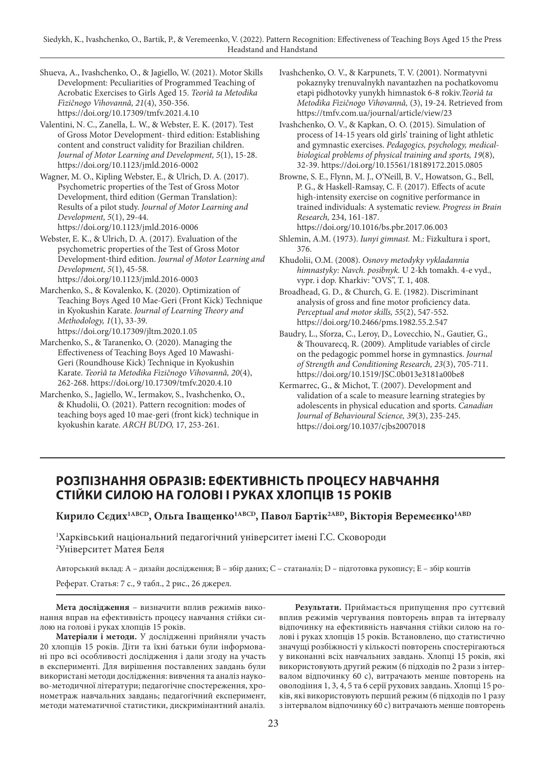Shueva, A., Ivashchenko, O., & Jagiello, W. (2021). Motor Skills Development: Peculiarities of Programmed Teaching of Acrobatic Exercises to Girls Aged 15. *Teorìâ ta Metodika Fìzičnogo Vihovannâ, 21*(4), 350-356. https://doi.org/10.17309/tmfv.2021.4.10

Valentini, N. C., Zanella, L. W., & Webster, E. K. (2017). Test of Gross Motor Development- third edition: Establishing content and construct validity for Brazilian children. *Journal of Motor Learning and Development, 5*(1), 15-28. https://doi.org/10.1123/jmld.2016-0002

Wagner, M. O., Kipling Webster, E., & Ulrich, D. A. (2017). Psychometric properties of the Test of Gross Motor Development, third edition (German Translation): Results of a pilot study. *Journal of Motor Learning and Development, 5*(1), 29-44. https://doi.org/10.1123/jmld.2016-0006

Webster, E. K., & Ulrich, D. A. (2017). Evaluation of the psychometric properties of the Test of Gross Motor Development-third edition. *Journal of Motor Learning and Development, 5*(1), 45-58. https://doi.org/10.1123/jmld.2016-0003

Marchenko, S., & Kovalenko, K. (2020). Optimization of Teaching Boys Aged 10 Mae-Geri (Front Kick) Technique in Kyokushin Karate. *Journal of Learning Theory and Methodology, 1*(1), 33-39. https://doi.org/10.17309/jltm.2020.1.05

Marchenko, S., & Taranenko, O. (2020). Managing the Effectiveness of Teaching Boys Aged 10 Mawashi-Geri (Roundhouse Kick) Technique in Kyokushin Karate. *Teorìâ ta Metodika Fìzičnogo Vihovannâ, 20*(4), 262-268. https://doi.org/10.17309/tmfv.2020.4.10

Marchenko, S., Jagiello, W., Iermakov, S., Ivashchenko, O., & Khudolii, O. (2021). Pattern recognition: modes of teaching boys aged 10 mae-geri (front kick) technique in kyokushin karate. *ARCH BUDO,* 17, 253-261.

Ivashchenko, O. V., & Karpunets, T. V. (2001). Normatyvni pokaznyky trenuvalnykh navantazhen na pochatkovomu etapi pidhotovky yunykh himnastok 6-8 rokiv.*Teorìâ ta Metodika Fìzičnogo Vihovannâ,* (3), 19-24. Retrieved from https://tmfv.com.ua/journal/article/view/23

Ivashchenko, O. V., & Kapkan, O. O. (2015). Simulation of process of 14-15 years old girls' training of light athletic and gymnastic exercises. *Pedagogics, psychology, medical-biological problems of physical training and sports, 19*(8), 32-39. https://doi.org/10.15561/18189172.2015.0805

Browne, S. E., Flynn, M. J., O'Neill, B. V., Howatson, G., Bell, P. G., & Haskell-Ramsay, C. F. (2017). Effects of acute high-intensity exercise on cognitive performance in trained individuals: A systematic review. *Progress in Brain Research,* 234, 161-187. https://doi.org/10.1016/bs.pbr.2017.06.003

Shlemin, A.M. (1973). *Iunyi gimnast.* M.: Fizkultura i sport, 376.

Khudolii, O.M. (2008). *Osnovy metodyky vykladannia himnastyky: Navch. posibnyk.* U 2-kh tomakh. 4-e vyd., vypr. i dop. Kharkiv: "OVS", T. 1, 408.

Broadhead, G. D., & Church, G. E. (1982). Discriminant analysis of gross and fine motor proficiency data. *Perceptual and motor skills, 55*(2), 547-552. https://doi.org/10.2466/pms.1982.55.2.547

Baudry, L., Sforza, C., Leroy, D., Lovecchio, N., Gautier, G., & Thouvarecq, R. (2009). Amplitude variables of circle on the pedagogic pommel horse in gymnastics. *Journal of Strength and Conditioning Research, 23*(3), 705-711. https://doi.org/10.1519/JSC.0b013e3181a00be8

Kermarrec, G., & Michot, T. (2007). Development and validation of a scale to measure learning strategies by adolescents in physical education and sports. *Canadian Journal of Behavioural Science, 39*(3), 235-245. https://doi.org/10.1037/cjbs2007018

## РОЗПІЗНАННЯ ОБРАЗІВ: ЕФЕКТИВНІСТЬ ПРОЦЕСУ НАВЧАННЯ СТІЙКИ СИЛОЮ НА ГОЛОВІ І РУКАХ ХЛОПЦІВ 15 РОКІВ

**Кирило Сєдих[1ABCD], Ольга Іващенко[1ABCD], Павол Бартік[2ABD], Вікторія Веремеєнко[1ABD]**

[1]Харківський національний педагогічний університет імені Г.С. Сковороди
[2]Університет Матея Беля

Авторський вклад: A – дизайн дослідження; B – збір даних; C – статаналіз; D – підготовка рукопису; E – збір коштів

Реферат. Статья: 7 с., 9 табл., 2 рис., 26 джерел.

**Мета дослідження** – визначити вплив режимів виконання вправ на ефективність процесу навчання стійки силою на голові і руках хлопців 15 років.

**Матеріали і методи.** У дослідженні прийняли участь 20 хлопців 15 років. Діти та їхні батьки були інформовані про всі особливості дослідження і дали згоду на участь в експерименті. Для вирішення поставлених завдань були використані методи дослідження: вивчення та аналіз науково-методичної літератури; педагогічне спостереження, хронометраж навчальних завдань; педагогічний експеримент, методи математичної статистики, дискримінантний аналіз.

**Результати.** Приймається припущення про суттєвий вплив режимів чергування повторень вправ та інтервалу відпочинку на ефективність навчання стійки силою на голові і руках хлопців 15 років. Встановлено, що статистично значущі розбіжності у кількості повторень спостерігаються у виконанні всіх навчальних завдань. Хлопці 15 років, які використовують другий режим (6 підходів по 2 рази з інтервалом відпочинку 60 с), витрачають менше повторень на оволодіння 1, 3, 4, 5 та 6 серії рухових завдань. Хлопці 15 років, які використовують перший режим (6 підходів по 1 разу з інтервалом відпочинку 60 с) витрачають менше повторень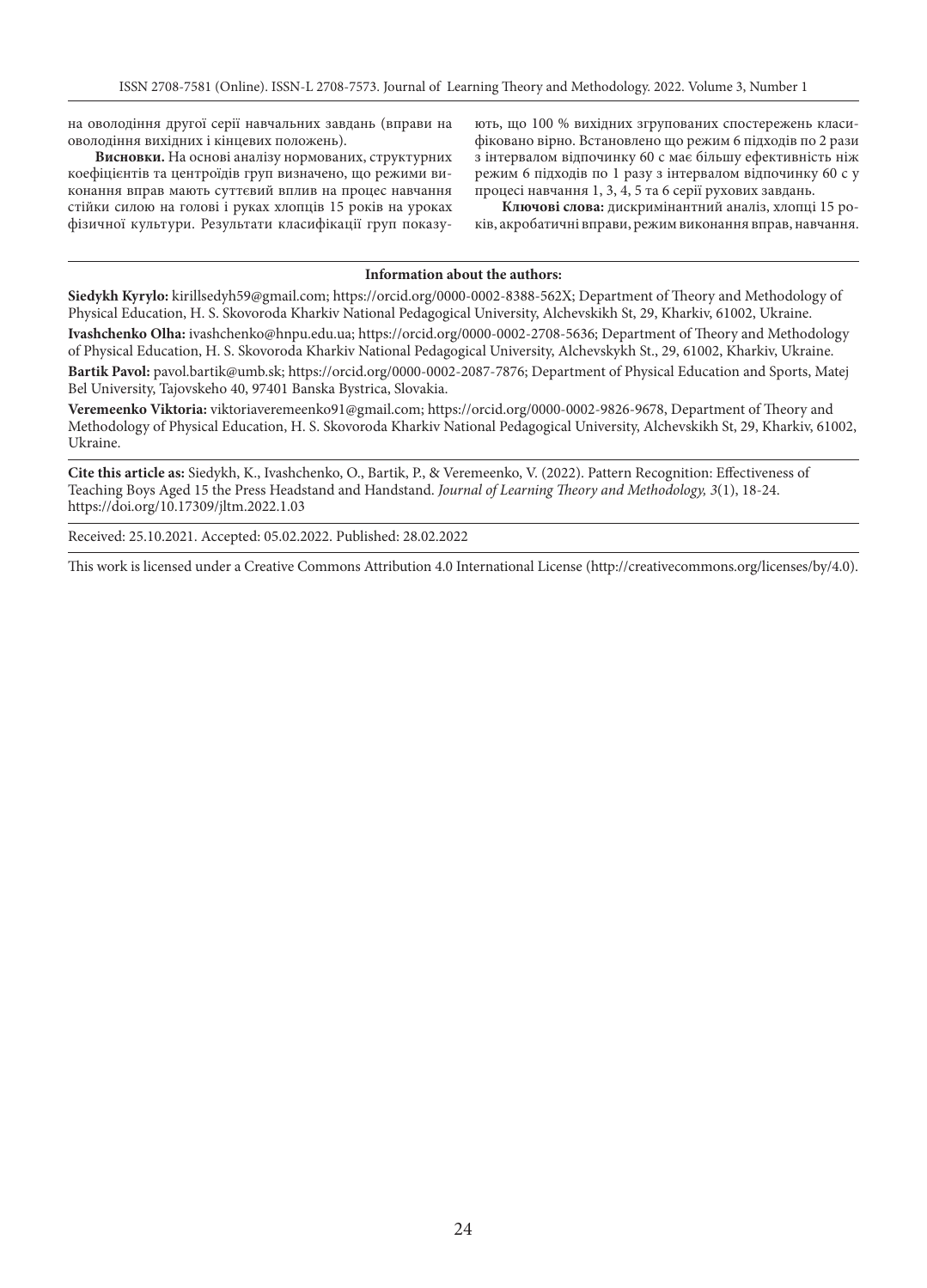на оволодіння другої серії навчальних завдань (вправи на оволодіння вихідних і кінцевих положень).

**Висновки.** На основі аналізу нормованих, структурних коефіцієнтів та центроїдів груп визначено, що режими виконання вправ мають суттєвий вплив на процес навчання стійки силою на голові і руках хлопців 15 років на уроках фізичної культури. Результати класифікації груп показують, що 100 % вихідних згрупованих спостережень класифіковано вірно. Встановлено що режим 6 підходів по 2 рази з інтервалом відпочинку 60 с має більшу ефективність ніж режим 6 підходів по 1 разу з інтервалом відпочинку 60 с у процесі навчання 1, 3, 4, 5 та 6 серії рухових завдань.

**Ключові слова:** дискримінантний аналіз, хлопці 15 років, акробатичні вправи, режим виконання вправ, навчання.

---

**Information about the authors:**

**Siedykh Kyrylo:** kirillsedyh59@gmail.com; https://orcid.org/0000-0002-8388-562X; Department of Theory and Methodology of Physical Education, H. S. Skovoroda Kharkiv National Pedagogical University, Alchevskikh St, 29, Kharkiv, 61002, Ukraine.

**Ivashchenko Olha:** ivashchenko@hnpu.edu.ua; https://orcid.org/0000-0002-2708-5636; Department of Theory and Methodology of Physical Education, H. S. Skovoroda Kharkiv National Pedagogical University, Alchevskykh St., 29, 61002, Kharkiv, Ukraine.

**Bartik Pavol:** pavol.bartik@umb.sk; https://orcid.org/0000-0002-2087-7876; Department of Physical Education and Sports, Matej Bel University, Tajovskeho 40, 97401 Banska Bystrica, Slovakia.

**Veremeenko Viktoria:** viktoriaveremeenko91@gmail.com; https://orcid.org/0000-0002-9826-9678, Department of Theory and Methodology of Physical Education, H. S. Skovoroda Kharkiv National Pedagogical University, Alchevskikh St, 29, Kharkiv, 61002, Ukraine.

---

**Cite this article as:** Siedykh, K., Ivashchenko, O., Bartik, P., & Veremeenko, V. (2022). Pattern Recognition: Effectiveness of Teaching Boys Aged 15 the Press Headstand and Handstand. *Journal of Learning Theory and Methodology, 3*(1), 18-24. https://doi.org/10.17309/jltm.2022.1.03

---

Received: 25.10.2021. Accepted: 05.02.2022. Published: 28.02.2022

---

This work is licensed under a Creative Commons Attribution 4.0 International License (http://creativecommons.org/licenses/by/4.0).